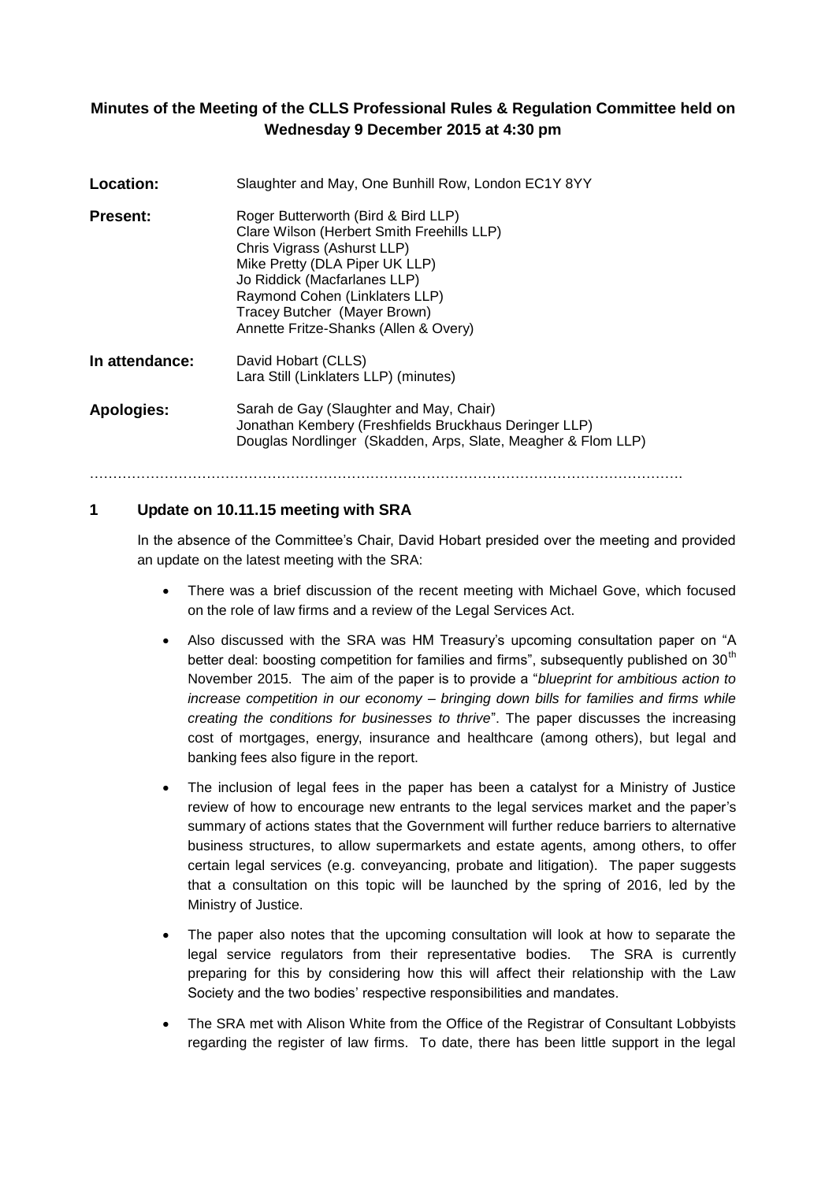# Minutes of the Meeting of the CLLS Professional Rules & Regulation Committee held on Wednesday 9 December 2015 at 4:30 pm

| | |
|---|---|
| **Location:** | Slaughter and May, One Bunhill Row, London EC1Y 8YY |
| **Present:** | Roger Butterworth (Bird & Bird LLP)<br>Clare Wilson (Herbert Smith Freehills LLP)<br>Chris Vigrass (Ashurst LLP)<br>Mike Pretty (DLA Piper UK LLP)<br>Jo Riddick (Macfarlanes LLP)<br>Raymond Cohen (Linklaters LLP)<br>Tracey Butcher (Mayer Brown)<br>Annette Fritze-Shanks (Allen & Overy) |
| **In attendance:** | David Hobart (CLLS)<br>Lara Still (Linklaters LLP) (minutes) |
| **Apologies:** | Sarah de Gay (Slaughter and May, Chair)<br>Jonathan Kembery (Freshfields Bruckhaus Deringer LLP)<br>Douglas Nordlinger (Skadden, Arps, Slate, Meagher & Flom LLP) |

…………………………………………………………………………………………………………….

## 1 Update on 10.11.15 meeting with SRA

In the absence of the Committee's Chair, David Hobart presided over the meeting and provided an update on the latest meeting with the SRA:

- There was a brief discussion of the recent meeting with Michael Gove, which focused on the role of law firms and a review of the Legal Services Act.
- Also discussed with the SRA was HM Treasury's upcoming consultation paper on "A better deal: boosting competition for families and firms", subsequently published on 30th November 2015. The aim of the paper is to provide a "*blueprint for ambitious action to increase competition in our economy – bringing down bills for families and firms while creating the conditions for businesses to thrive*". The paper discusses the increasing cost of mortgages, energy, insurance and healthcare (among others), but legal and banking fees also figure in the report.
- The inclusion of legal fees in the paper has been a catalyst for a Ministry of Justice review of how to encourage new entrants to the legal services market and the paper's summary of actions states that the Government will further reduce barriers to alternative business structures, to allow supermarkets and estate agents, among others, to offer certain legal services (e.g. conveyancing, probate and litigation). The paper suggests that a consultation on this topic will be launched by the spring of 2016, led by the Ministry of Justice.
- The paper also notes that the upcoming consultation will look at how to separate the legal service regulators from their representative bodies. The SRA is currently preparing for this by considering how this will affect their relationship with the Law Society and the two bodies' respective responsibilities and mandates.
- The SRA met with Alison White from the Office of the Registrar of Consultant Lobbyists regarding the register of law firms. To date, there has been little support in the legal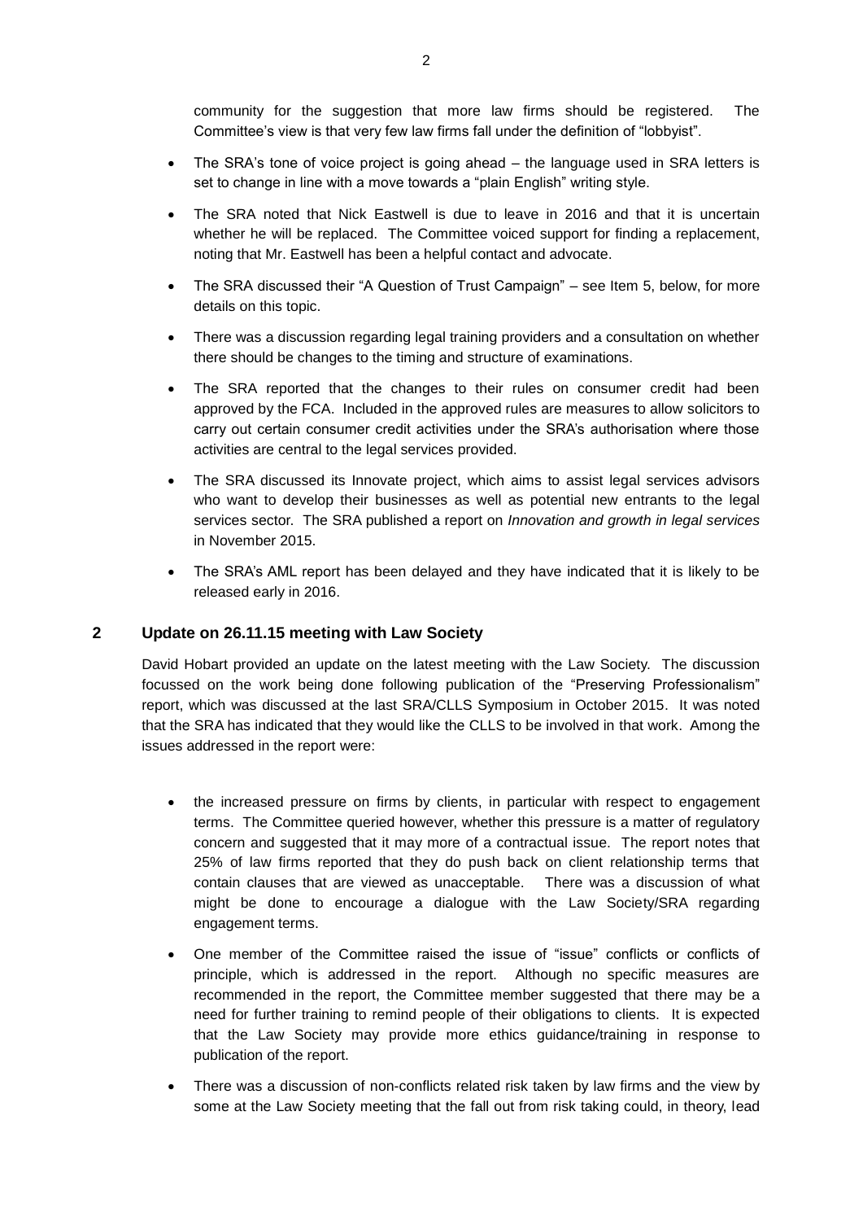community for the suggestion that more law firms should be registered. The Committee's view is that very few law firms fall under the definition of "lobbyist".

- The SRA's tone of voice project is going ahead – the language used in SRA letters is set to change in line with a move towards a "plain English" writing style.
- The SRA noted that Nick Eastwell is due to leave in 2016 and that it is uncertain whether he will be replaced. The Committee voiced support for finding a replacement, noting that Mr. Eastwell has been a helpful contact and advocate.
- The SRA discussed their "A Question of Trust Campaign" – see Item 5, below, for more details on this topic.
- There was a discussion regarding legal training providers and a consultation on whether there should be changes to the timing and structure of examinations.
- The SRA reported that the changes to their rules on consumer credit had been approved by the FCA. Included in the approved rules are measures to allow solicitors to carry out certain consumer credit activities under the SRA's authorisation where those activities are central to the legal services provided.
- The SRA discussed its Innovate project, which aims to assist legal services advisors who want to develop their businesses as well as potential new entrants to the legal services sector. The SRA published a report on *Innovation and growth in legal services* in November 2015.
- The SRA's AML report has been delayed and they have indicated that it is likely to be released early in 2016.

## 2 Update on 26.11.15 meeting with Law Society

David Hobart provided an update on the latest meeting with the Law Society. The discussion focussed on the work being done following publication of the "Preserving Professionalism" report, which was discussed at the last SRA/CLLS Symposium in October 2015. It was noted that the SRA has indicated that they would like the CLLS to be involved in that work. Among the issues addressed in the report were:

- the increased pressure on firms by clients, in particular with respect to engagement terms. The Committee queried however, whether this pressure is a matter of regulatory concern and suggested that it may more of a contractual issue. The report notes that 25% of law firms reported that they do push back on client relationship terms that contain clauses that are viewed as unacceptable. There was a discussion of what might be done to encourage a dialogue with the Law Society/SRA regarding engagement terms.
- One member of the Committee raised the issue of "issue" conflicts or conflicts of principle, which is addressed in the report. Although no specific measures are recommended in the report, the Committee member suggested that there may be a need for further training to remind people of their obligations to clients. It is expected that the Law Society may provide more ethics guidance/training in response to publication of the report.
- There was a discussion of non-conflicts related risk taken by law firms and the view by some at the Law Society meeting that the fall out from risk taking could, in theory, lead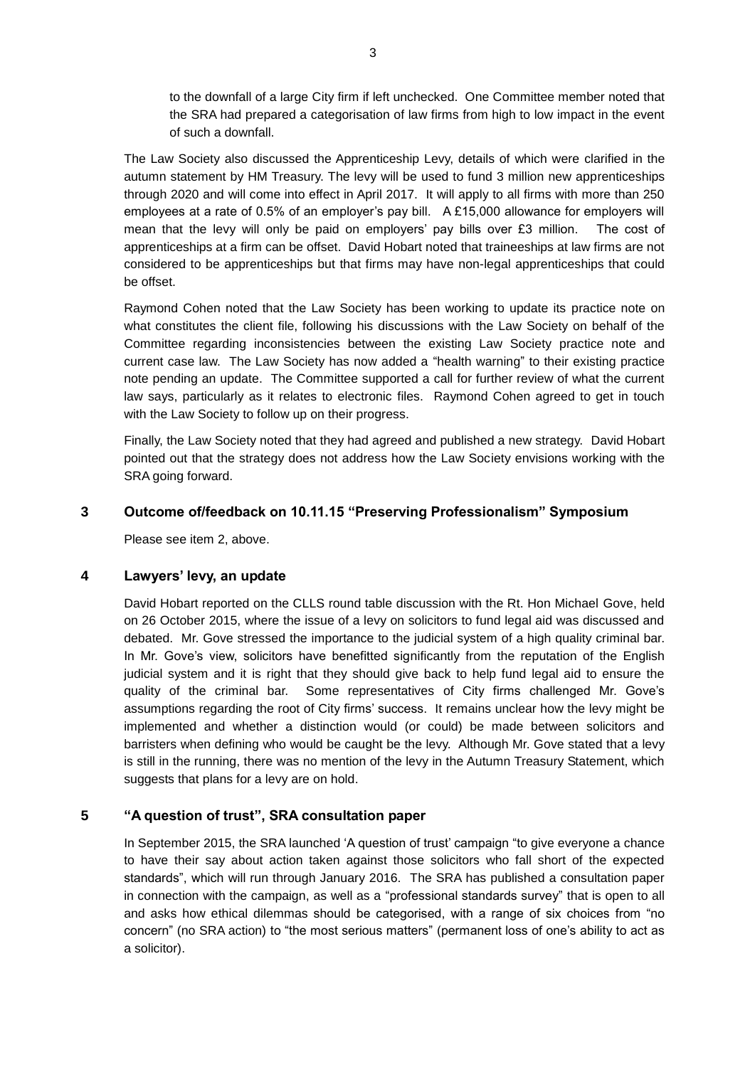to the downfall of a large City firm if left unchecked. One Committee member noted that the SRA had prepared a categorisation of law firms from high to low impact in the event of such a downfall.

The Law Society also discussed the Apprenticeship Levy, details of which were clarified in the autumn statement by HM Treasury. The levy will be used to fund 3 million new apprenticeships through 2020 and will come into effect in April 2017. It will apply to all firms with more than 250 employees at a rate of 0.5% of an employer's pay bill. A £15,000 allowance for employers will mean that the levy will only be paid on employers' pay bills over £3 million. The cost of apprenticeships at a firm can be offset. David Hobart noted that traineeships at law firms are not considered to be apprenticeships but that firms may have non-legal apprenticeships that could be offset.

Raymond Cohen noted that the Law Society has been working to update its practice note on what constitutes the client file, following his discussions with the Law Society on behalf of the Committee regarding inconsistencies between the existing Law Society practice note and current case law. The Law Society has now added a "health warning" to their existing practice note pending an update. The Committee supported a call for further review of what the current law says, particularly as it relates to electronic files. Raymond Cohen agreed to get in touch with the Law Society to follow up on their progress.

Finally, the Law Society noted that they had agreed and published a new strategy. David Hobart pointed out that the strategy does not address how the Law Society envisions working with the SRA going forward.

## 3 Outcome of/feedback on 10.11.15 "Preserving Professionalism" Symposium

Please see item 2, above.

## 4 Lawyers' levy, an update

David Hobart reported on the CLLS round table discussion with the Rt. Hon Michael Gove, held on 26 October 2015, where the issue of a levy on solicitors to fund legal aid was discussed and debated. Mr. Gove stressed the importance to the judicial system of a high quality criminal bar. In Mr. Gove's view, solicitors have benefitted significantly from the reputation of the English judicial system and it is right that they should give back to help fund legal aid to ensure the quality of the criminal bar. Some representatives of City firms challenged Mr. Gove's assumptions regarding the root of City firms' success. It remains unclear how the levy might be implemented and whether a distinction would (or could) be made between solicitors and barristers when defining who would be caught be the levy. Although Mr. Gove stated that a levy is still in the running, there was no mention of the levy in the Autumn Treasury Statement, which suggests that plans for a levy are on hold.

## 5 "A question of trust", SRA consultation paper

In September 2015, the SRA launched 'A question of trust' campaign "to give everyone a chance to have their say about action taken against those solicitors who fall short of the expected standards", which will run through January 2016. The SRA has published a consultation paper in connection with the campaign, as well as a "professional standards survey" that is open to all and asks how ethical dilemmas should be categorised, with a range of six choices from "no concern" (no SRA action) to "the most serious matters" (permanent loss of one's ability to act as a solicitor).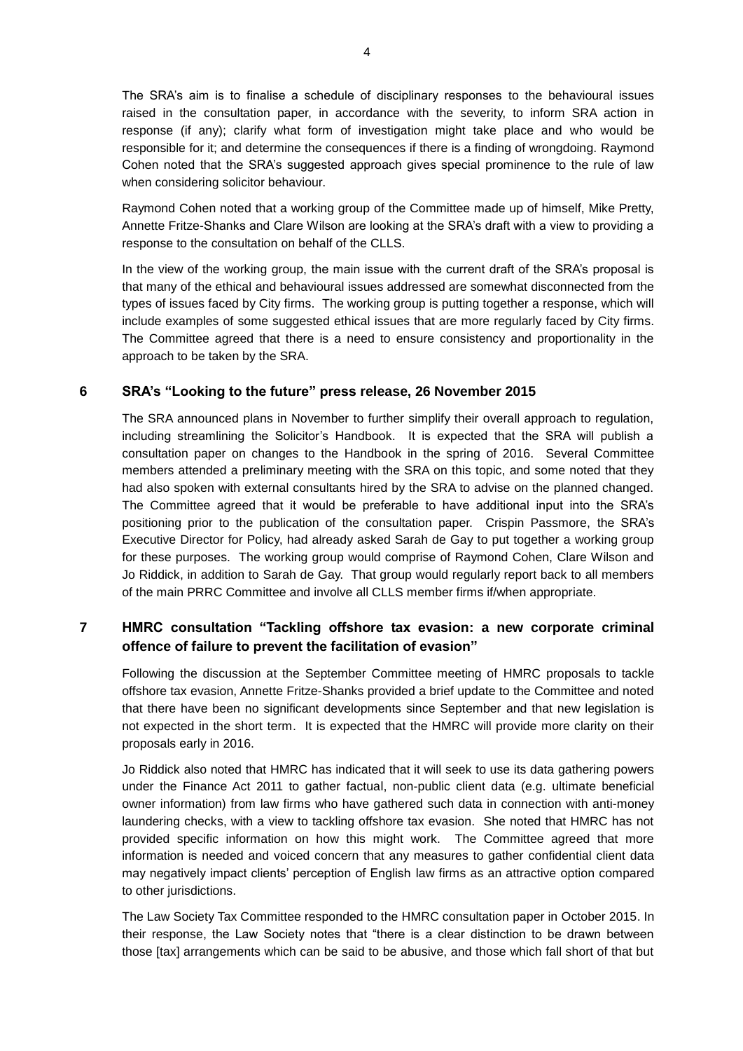The SRA's aim is to finalise a schedule of disciplinary responses to the behavioural issues raised in the consultation paper, in accordance with the severity, to inform SRA action in response (if any); clarify what form of investigation might take place and who would be responsible for it; and determine the consequences if there is a finding of wrongdoing. Raymond Cohen noted that the SRA's suggested approach gives special prominence to the rule of law when considering solicitor behaviour.

Raymond Cohen noted that a working group of the Committee made up of himself, Mike Pretty, Annette Fritze-Shanks and Clare Wilson are looking at the SRA's draft with a view to providing a response to the consultation on behalf of the CLLS.

In the view of the working group, the main issue with the current draft of the SRA's proposal is that many of the ethical and behavioural issues addressed are somewhat disconnected from the types of issues faced by City firms. The working group is putting together a response, which will include examples of some suggested ethical issues that are more regularly faced by City firms. The Committee agreed that there is a need to ensure consistency and proportionality in the approach to be taken by the SRA.

## 6 SRA's "Looking to the future" press release, 26 November 2015

The SRA announced plans in November to further simplify their overall approach to regulation, including streamlining the Solicitor's Handbook. It is expected that the SRA will publish a consultation paper on changes to the Handbook in the spring of 2016. Several Committee members attended a preliminary meeting with the SRA on this topic, and some noted that they had also spoken with external consultants hired by the SRA to advise on the planned changed. The Committee agreed that it would be preferable to have additional input into the SRA's positioning prior to the publication of the consultation paper. Crispin Passmore, the SRA's Executive Director for Policy, had already asked Sarah de Gay to put together a working group for these purposes. The working group would comprise of Raymond Cohen, Clare Wilson and Jo Riddick, in addition to Sarah de Gay. That group would regularly report back to all members of the main PRRC Committee and involve all CLLS member firms if/when appropriate.

## 7 HMRC consultation "Tackling offshore tax evasion: a new corporate criminal offence of failure to prevent the facilitation of evasion"

Following the discussion at the September Committee meeting of HMRC proposals to tackle offshore tax evasion, Annette Fritze-Shanks provided a brief update to the Committee and noted that there have been no significant developments since September and that new legislation is not expected in the short term. It is expected that the HMRC will provide more clarity on their proposals early in 2016.

Jo Riddick also noted that HMRC has indicated that it will seek to use its data gathering powers under the Finance Act 2011 to gather factual, non-public client data (e.g. ultimate beneficial owner information) from law firms who have gathered such data in connection with anti-money laundering checks, with a view to tackling offshore tax evasion. She noted that HMRC has not provided specific information on how this might work. The Committee agreed that more information is needed and voiced concern that any measures to gather confidential client data may negatively impact clients' perception of English law firms as an attractive option compared to other jurisdictions.

The Law Society Tax Committee responded to the HMRC consultation paper in October 2015. In their response, the Law Society notes that "there is a clear distinction to be drawn between those [tax] arrangements which can be said to be abusive, and those which fall short of that but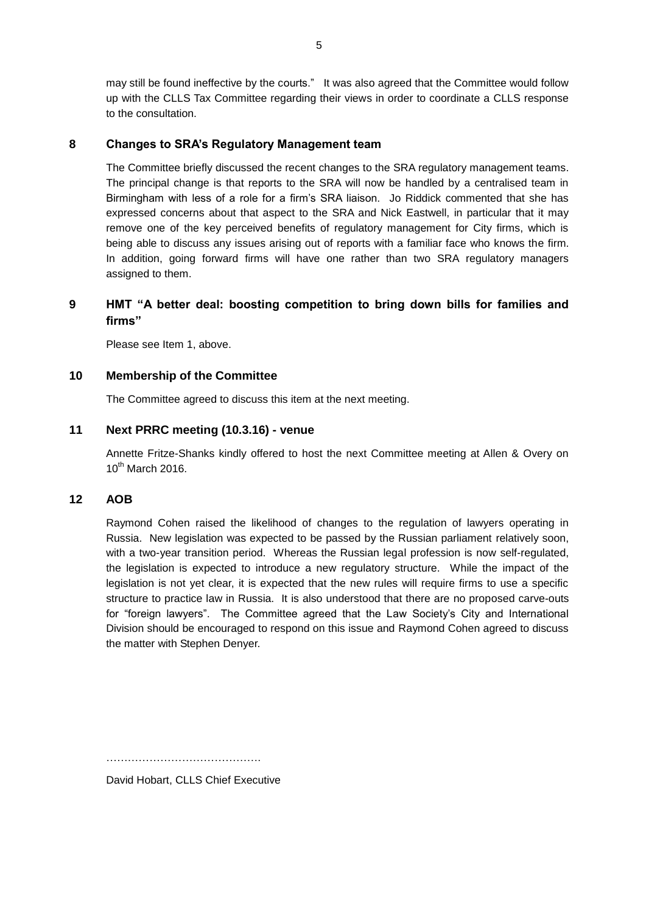may still be found ineffective by the courts." It was also agreed that the Committee would follow up with the CLLS Tax Committee regarding their views in order to coordinate a CLLS response to the consultation.

## 8 Changes to SRA's Regulatory Management team

The Committee briefly discussed the recent changes to the SRA regulatory management teams. The principal change is that reports to the SRA will now be handled by a centralised team in Birmingham with less of a role for a firm's SRA liaison. Jo Riddick commented that she has expressed concerns about that aspect to the SRA and Nick Eastwell, in particular that it may remove one of the key perceived benefits of regulatory management for City firms, which is being able to discuss any issues arising out of reports with a familiar face who knows the firm. In addition, going forward firms will have one rather than two SRA regulatory managers assigned to them.

## 9 HMT "A better deal: boosting competition to bring down bills for families and firms"

Please see Item 1, above.

## 10 Membership of the Committee

The Committee agreed to discuss this item at the next meeting.

## 11 Next PRRC meeting (10.3.16) - venue

Annette Fritze-Shanks kindly offered to host the next Committee meeting at Allen & Overy on 10th March 2016.

## 12 AOB

Raymond Cohen raised the likelihood of changes to the regulation of lawyers operating in Russia. New legislation was expected to be passed by the Russian parliament relatively soon, with a two-year transition period. Whereas the Russian legal profession is now self-regulated, the legislation is expected to introduce a new regulatory structure. While the impact of the legislation is not yet clear, it is expected that the new rules will require firms to use a specific structure to practice law in Russia. It is also understood that there are no proposed carve-outs for "foreign lawyers". The Committee agreed that the Law Society's City and International Division should be encouraged to respond on this issue and Raymond Cohen agreed to discuss the matter with Stephen Denyer.

……………………………………

David Hobart, CLLS Chief Executive